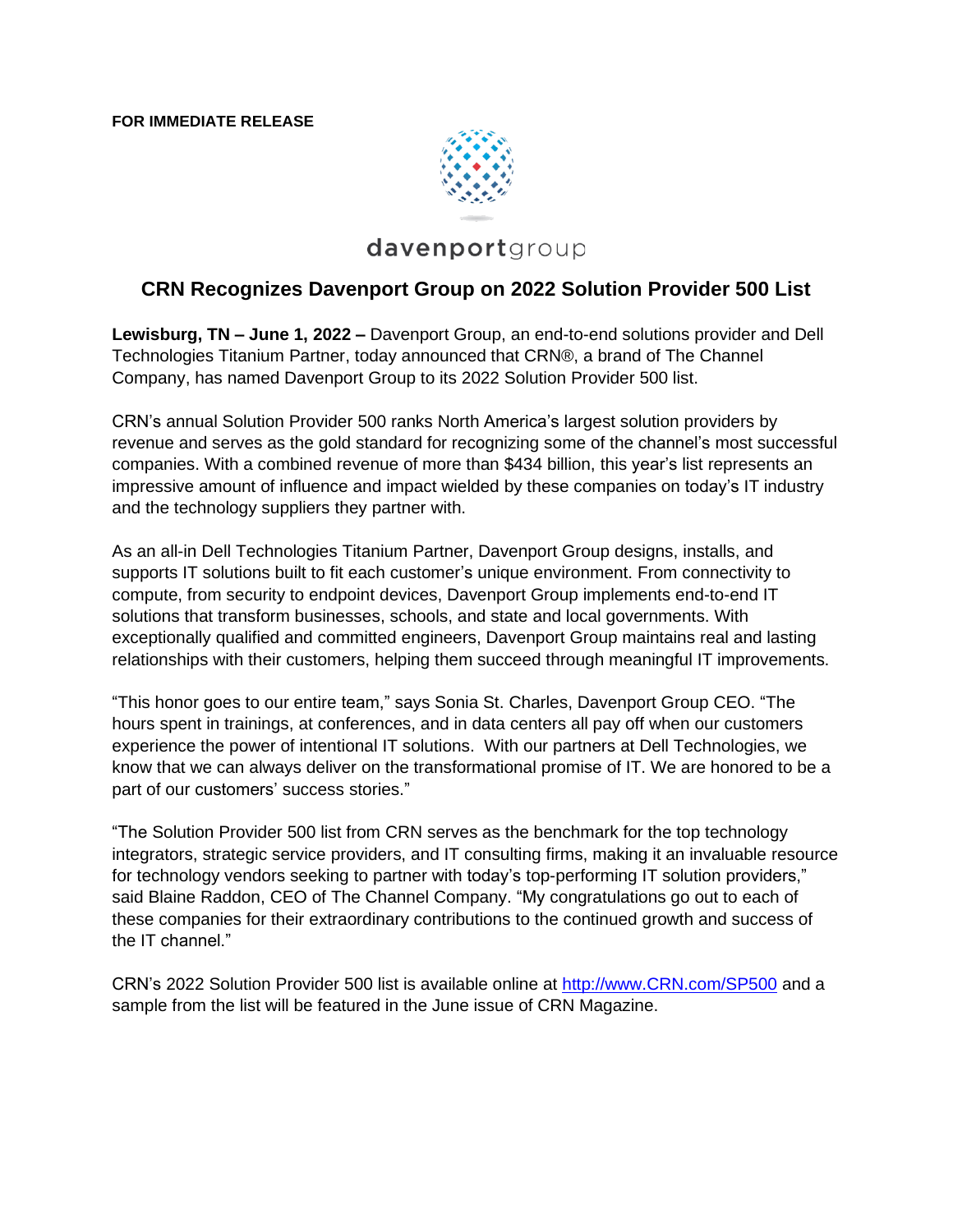**FOR IMMEDIATE RELEASE**

davenportgroup

## CRN Recognizes Davenport Group on 2022 Solution Provider 500 List

**Lewisburg, TN – June 1, 2022 –** Davenport Group, an end-to-end solutions provider and Dell Technologies Titanium Partner, today announced that CRN®, a brand of The Channel Company, has named Davenport Group to its 2022 Solution Provider 500 list.

CRN's annual Solution Provider 500 ranks North America's largest solution providers by revenue and serves as the gold standard for recognizing some of the channel's most successful companies. With a combined revenue of more than $434 billion, this year's list represents an impressive amount of influence and impact wielded by these companies on today's IT industry and the technology suppliers they partner with.

As an all-in Dell Technologies Titanium Partner, Davenport Group designs, installs, and supports IT solutions built to fit each customer's unique environment. From connectivity to compute, from security to endpoint devices, Davenport Group implements end-to-end IT solutions that transform businesses, schools, and state and local governments. With exceptionally qualified and committed engineers, Davenport Group maintains real and lasting relationships with their customers, helping them succeed through meaningful IT improvements.

"This honor goes to our entire team," says Sonia St. Charles, Davenport Group CEO. "The hours spent in trainings, at conferences, and in data centers all pay off when our customers experience the power of intentional IT solutions. With our partners at Dell Technologies, we know that we can always deliver on the transformational promise of IT. We are honored to be a part of our customers' success stories."

"The Solution Provider 500 list from CRN serves as the benchmark for the top technology integrators, strategic service providers, and IT consulting firms, making it an invaluable resource for technology vendors seeking to partner with today's top-performing IT solution providers," said Blaine Raddon, CEO of The Channel Company. "My congratulations go out to each of these companies for their extraordinary contributions to the continued growth and success of the IT channel."

CRN's 2022 Solution Provider 500 list is available online at [http://www.CRN.com/SP500](http://www.CRN.com/SP500) and a sample from the list will be featured in the June issue of CRN Magazine.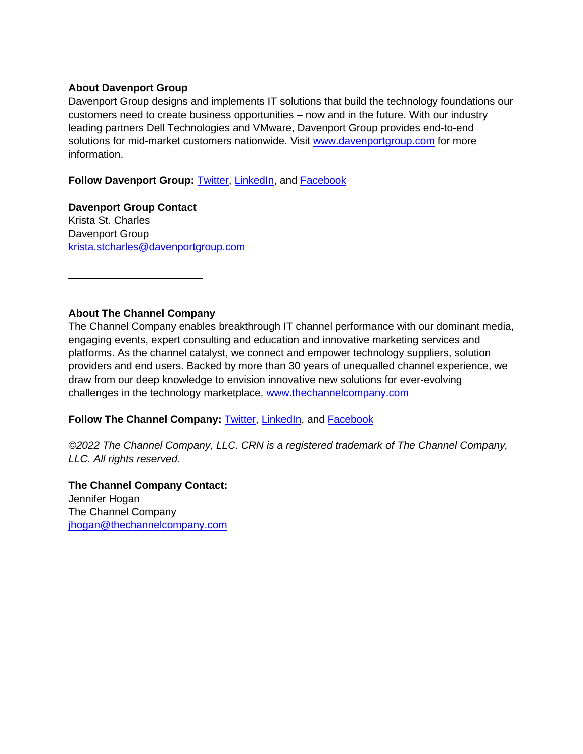**About Davenport Group**
Davenport Group designs and implements IT solutions that build the technology foundations our customers need to create business opportunities – now and in the future. With our industry leading partners Dell Technologies and VMware, Davenport Group provides end-to-end solutions for mid-market customers nationwide. Visit www.davenportgroup.com for more information.

**Follow Davenport Group:** Twitter, LinkedIn, and Facebook

**Davenport Group Contact**
Krista St. Charles
Davenport Group
krista.stcharles@davenportgroup.com

———————————————

**About The Channel Company**
The Channel Company enables breakthrough IT channel performance with our dominant media, engaging events, expert consulting and education and innovative marketing services and platforms. As the channel catalyst, we connect and empower technology suppliers, solution providers and end users. Backed by more than 30 years of unequalled channel experience, we draw from our deep knowledge to envision innovative new solutions for ever-evolving challenges in the technology marketplace. www.thechannelcompany.com

**Follow The Channel Company:** Twitter, LinkedIn, and Facebook

*©2022 The Channel Company, LLC. CRN is a registered trademark of The Channel Company, LLC. All rights reserved.*

**The Channel Company Contact:**
Jennifer Hogan
The Channel Company
jhogan@thechannelcompany.com